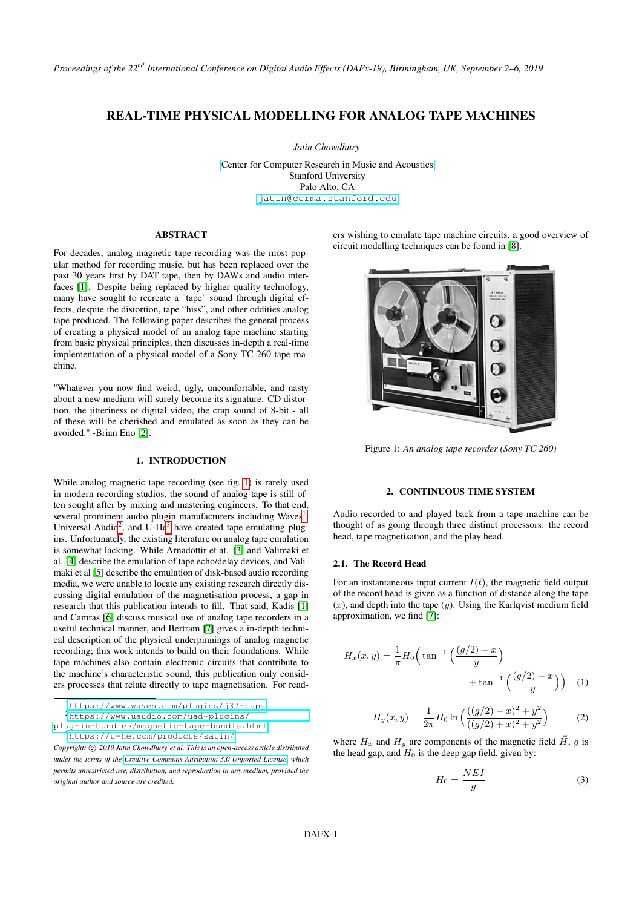# REAL-TIME PHYSICAL MODELLING FOR ANALOG TAPE MACHINES

*Jatin Chowdhury*

Center for Computer Research in Music and Acoustics
Stanford University
Palo Alto, CA
jatin@ccrma.stanford.edu

## ABSTRACT

For decades, analog magnetic tape recording was the most popular method for recording music, but has been replaced over the past 30 years first by DAT tape, then by DAWs and audio interfaces [1]. Despite being replaced by higher quality technology, many have sought to recreate a "tape" sound through digital effects, despite the distortion, tape "hiss", and other oddities analog tape produced. The following paper describes the general process of creating a physical model of an analog tape machine starting from basic physical principles, then discusses in-depth a real-time implementation of a physical model of a Sony TC-260 tape machine.

"Whatever you now find weird, ugly, uncomfortable, and nasty about a new medium will surely become its signature. CD distortion, the jitteriness of digital video, the crap sound of 8-bit - all of these will be cherished and emulated as soon as they can be avoided." -Brian Eno [2].

## 1. INTRODUCTION

While analog magnetic tape recording (see fig. 1) is rarely used in modern recording studios, the sound of analog tape is still often sought after by mixing and mastering engineers. To that end, several prominent audio plugin manufacturers including Waves[1], Universal Audio[2], and U-He[3] have created tape emulating plugins. Unfortunately, the existing literature on analog tape emulation is somewhat lacking. While Arnadottir et at. [3] and Valimaki et al. [4] describe the emulation of tape echo/delay devices, and Valimaki et al [5] describe the emulation of disk-based audio recording media, we were unable to locate any existing research directly discussing digital emulation of the magnetisation process, a gap in research that this publication intends to fill. That said, Kadis [1] and Camras [6] discuss musical use of analog tape recorders in a useful technical manner, and Bertram [7] gives a in-depth technical description of the physical underpinnings of analog magnetic recording; this work intends to build on their foundations. While tape machines also contain electronic circuits that contribute to the machine's characteristic sound, this publication only considers processes that relate directly to tape magnetisation. For readers wishing to emulate tape machine circuits, a good overview of circuit modelling techniques can be found in [8].

[1] https://www.waves.com/plugins/j37-tape
[2] https://www.uaudio.com/uad-plugins/plug-in-bundles/magnetic-tape-bundle.html
[3] https://u-he.com/products/satin/

*Copyright: © 2019 Jatin Chowdhury et al. This is an open-access article distributed under the terms of the Creative Commons Attribution 3.0 Unported License, which permits unrestricted use, distribution, and reproduction in any medium, provided the original author and source are credited.*

Figure 1: *An analog tape recorder (Sony TC 260)*

## 2. CONTINUOUS TIME SYSTEM

Audio recorded to and played back from a tape machine can be thought of as going through three distinct processors: the record head, tape magnetisation, and the play head.

### 2.1. The Record Head

For an instantaneous input current $I(t)$, the magnetic field output of the record head is given as a function of distance along the tape ($x$), and depth into the tape ($y$). Using the Karlqvist medium field approximation, we find [7]:

$$H_x(x, y) = \frac{1}{\pi} H_0 \Big( \tan^{-1}\left(\frac{(g/2) + x}{y}\right) + \tan^{-1}\left(\frac{(g/2) - x}{y}\right)\Big) \tag{1}$$

$$H_y(x, y) = \frac{1}{2\pi} H_0 \ln\left(\frac{((g/2) - x)^2 + y^2}{((g/2) + x)^2 + y^2}\right) \tag{2}$$

where $H_x$ and $H_y$ are components of the magnetic field $\vec{H}$, $g$ is the head gap, and $H_0$ is the deep gap field, given by:

$$H_0 = \frac{NEI}{g} \tag{3}$$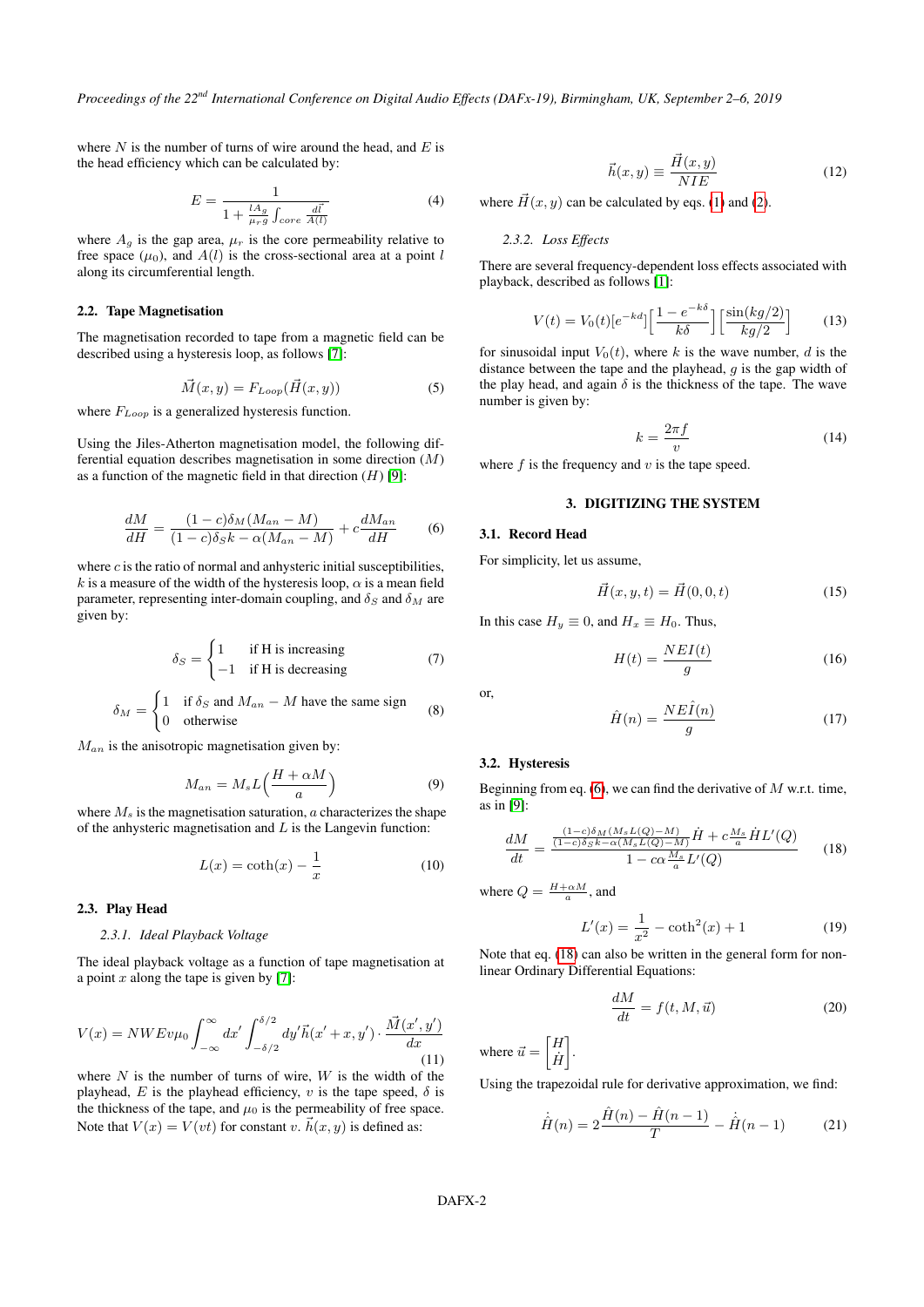where $N$ is the number of turns of wire around the head, and $E$ is the head efficiency which can be calculated by:

$$E = \frac{1}{1 + \frac{l A_g}{\mu_r g} \int_{core} \frac{dl}{A(l)}} \tag{4}$$

where $A_g$ is the gap area, $\mu_r$ is the core permeability relative to free space ($\mu_0$), and $A(l)$ is the cross-sectional area at a point $l$ along its circumferential length.

### 2.2. Tape Magnetisation

The magnetisation recorded to tape from a magnetic field can be described using a hysteresis loop, as follows [7]:

$$\vec{M}(x, y) = F_{Loop}(\vec{H}(x, y)) \tag{5}$$

where $F_{Loop}$ is a generalized hysteresis function.

Using the Jiles-Atherton magnetisation model, the following differential equation describes magnetisation in some direction ($M$) as a function of the magnetic field in that direction ($H$) [9]:

$$\frac{dM}{dH} = \frac{(1-c)\delta_M(M_{an} - M)}{(1-c)\delta_S k - \alpha(M_{an} - M)} + c\frac{dM_{an}}{dH} \tag{6}$$

where $c$ is the ratio of normal and anhysteric initial susceptibilities, $k$ is a measure of the width of the hysteresis loop, $\alpha$ is a mean field parameter, representing inter-domain coupling, and $\delta_S$ and $\delta_M$ are given by:

$$\delta_S = \begin{cases} 1 & \text{if H is increasing} \\ -1 & \text{if H is decreasing} \end{cases} \tag{7}$$

$$\delta_M = \begin{cases} 1 & \text{if } \delta_S \text{ and } M_{an} - M \text{ have the same sign} \\ 0 & \text{otherwise} \end{cases} \tag{8}$$

$M_{an}$ is the anisotropic magnetisation given by:

$$M_{an} = M_s L\Big(\frac{H + \alpha M}{a}\Big) \tag{9}$$

where $M_s$ is the magnetisation saturation, $a$ characterizes the shape of the anhysteric magnetisation and $L$ is the Langevin function:

$$L(x) = \coth(x) - \frac{1}{x} \tag{10}$$

### 2.3. Play Head

#### 2.3.1. Ideal Playback Voltage

The ideal playback voltage as a function of tape magnetisation at a point $x$ along the tape is given by [7]:

$$V(x) = NWEv\mu_0 \int_{-\infty}^{\infty} dx' \int_{-\delta/2}^{\delta/2} dy' \vec{h}(x' + x, y') \cdot \frac{\vec{M}(x', y')}{dx} \tag{11}$$

where $N$ is the number of turns of wire, $W$ is the width of the playhead, $E$ is the playhead efficiency, $v$ is the tape speed, $\delta$ is the thickness of the tape, and $\mu_0$ is the permeability of free space. Note that $V(x) = V(vt)$ for constant $v$. $\vec{h}(x, y)$ is defined as:

$$\vec{h}(x, y) \equiv \frac{\vec{H}(x, y)}{NIE} \tag{12}$$

where $\vec{H}(x, y)$ can be calculated by eqs. (1) and (2).

#### 2.3.2. Loss Effects

There are several frequency-dependent loss effects associated with playback, described as follows [1]:

$$V(t) = V_0(t)[e^{-kd}]\Big[\frac{1 - e^{-k\delta}}{k\delta}\Big]\Big[\frac{\sin(kg/2)}{kg/2}\Big] \tag{13}$$

for sinusoidal input $V_0(t)$, where $k$ is the wave number, $d$ is the distance between the tape and the playhead, $g$ is the gap width of the play head, and again $\delta$ is the thickness of the tape. The wave number is given by:

$$k = \frac{2\pi f}{v} \tag{14}$$

where $f$ is the frequency and $v$ is the tape speed.

## 3. DIGITIZING THE SYSTEM

### 3.1. Record Head

For simplicity, let us assume,

$$\vec{H}(x, y, t) = \vec{H}(0, 0, t) \tag{15}$$

In this case $H_y \equiv 0$, and $H_x \equiv H_0$. Thus,

$$H(t) = \frac{NEI(t)}{g} \tag{16}$$

or,

$$\hat{H}(n) = \frac{NE\hat{I}(n)}{g} \tag{17}$$

### 3.2. Hysteresis

Beginning from eq. (6), we can find the derivative of $M$ w.r.t. time, as in [9]:

$$\frac{dM}{dt} = \frac{\frac{(1-c)\delta_M(M_s L(Q) - M)}{(1-c)\delta_S k - \alpha(M_s L(Q) - M)}\dot{H} + c\frac{M_s}{a}\dot{H}L'(Q)}{1 - c\alpha\frac{M_s}{a}L'(Q)} \tag{18}$$

where $Q = \frac{H + \alpha M}{a}$, and

$$L'(x) = \frac{1}{x^2} - \coth^2(x) + 1 \tag{19}$$

Note that eq. (18) can also be written in the general form for non-linear Ordinary Differential Equations:

$$\frac{dM}{dt} = f(t, M, \vec{u}) \tag{20}$$

where $\vec{u} = \begin{bmatrix} H \\ \dot{H} \end{bmatrix}$.

Using the trapezoidal rule for derivative approximation, we find:

$$\dot{\hat{H}}(n) = 2\frac{\hat{H}(n) - \hat{H}(n-1)}{T} - \dot{\hat{H}}(n-1) \tag{21}$$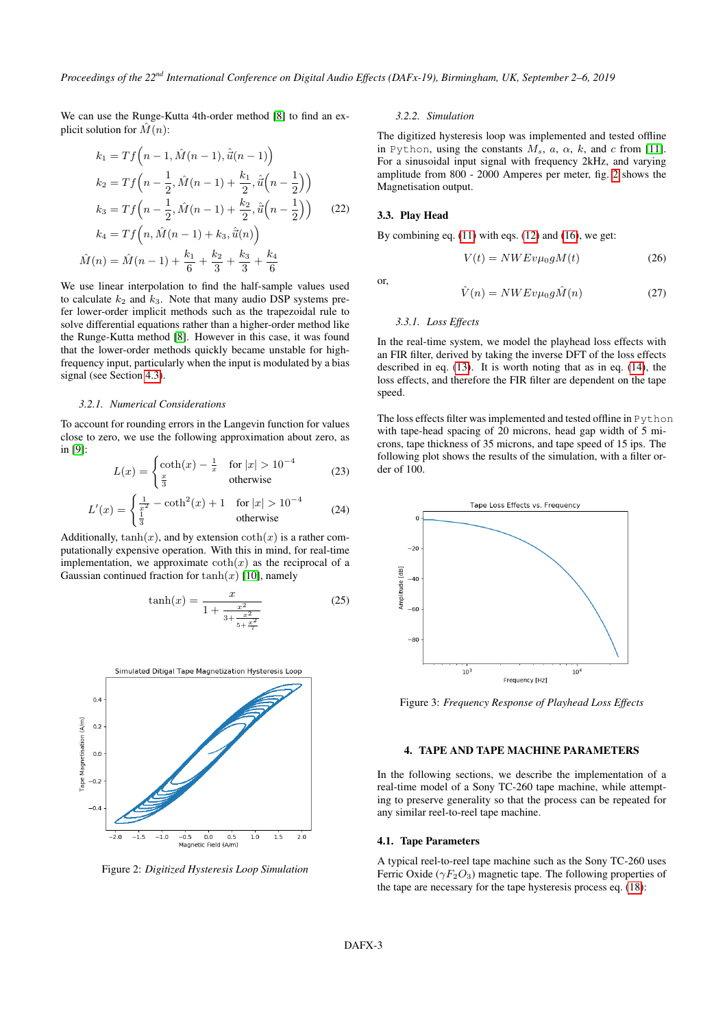We can use the Runge-Kutta 4th-order method [8] to find an explicit solution for $\hat{M}(n)$:

$$
\begin{aligned}
k_1 &= Tf\Big(n-1, \hat{M}(n-1), \hat{\dot{u}}(n-1)\Big) \\
k_2 &= Tf\Big(n-\frac{1}{2}, \hat{M}(n-1)+\frac{k_1}{2}, \hat{\dot{u}}\Big(n-\frac{1}{2}\Big)\Big) \\
k_3 &= Tf\Big(n-\frac{1}{2}, \hat{M}(n-1)+\frac{k_2}{2}, \hat{\dot{u}}\Big(n-\frac{1}{2}\Big)\Big) \\
k_4 &= Tf\Big(n, \hat{M}(n-1)+k_3, \hat{\dot{u}}(n)\Big) \\
\hat{M}(n) &= \hat{M}(n-1)+\frac{k_1}{6}+\frac{k_2}{3}+\frac{k_3}{3}+\frac{k_4}{6}
\end{aligned}
\tag{22}
$$

We use linear interpolation to find the half-sample values used to calculate $k_2$ and $k_3$. Note that many audio DSP systems prefer lower-order implicit methods such as the trapezoidal rule to solve differential equations rather than a higher-order method like the Runge-Kutta method [8]. However in this case, it was found that the lower-order methods quickly became unstable for high-frequency input, particularly when the input is modulated by a bias signal (see Section 4.3).

#### 3.2.1. Numerical Considerations

To account for rounding errors in the Langevin function for values close to zero, we use the following approximation about zero, as in [9]:

$$
L(x) = \begin{cases} \coth(x) - \frac{1}{x} & \text{for } |x| > 10^{-4} \\ \frac{x}{3} & \text{otherwise} \end{cases} \tag{23}
$$

$$
L'(x) = \begin{cases} \frac{1}{x^2} - \coth^2(x) + 1 & \text{for } |x| > 10^{-4} \\ \frac{1}{3} & \text{otherwise} \end{cases} \tag{24}
$$

Additionally, $\tanh(x)$, and by extension $\coth(x)$ is a rather computationally expensive operation. With this in mind, for real-time implementation, we approximate $\coth(x)$ as the reciprocal of a Gaussian continued fraction for $\tanh(x)$ [10], namely

$$
\tanh(x) = \frac{x}{1 + \frac{x^2}{3 + \frac{x^2}{5 + \frac{x^2}{7}}}} \tag{25}
$$

Figure 2: *Digitized Hysteresis Loop Simulation*

#### 3.2.2. Simulation

The digitized hysteresis loop was implemented and tested offline in `Python`, using the constants $M_s$, $a$, $\alpha$, $k$, and $c$ from [11]. For a sinusoidal input signal with frequency 2kHz, and varying amplitude from 800 - 2000 Amperes per meter, fig. 2 shows the Magnetisation output.

### 3.3. Play Head

By combining eq. (11) with eqs. (12) and (16), we get:

$$
V(t) = NWEv\mu_0 gM(t) \tag{26}
$$

or,

$$
\hat{V}(n) = NWEv\mu_0 g\hat{M}(n) \tag{27}
$$

#### 3.3.1. Loss Effects

In the real-time system, we model the playhead loss effects with an FIR filter, derived by taking the inverse DFT of the loss effects described in eq. (13). It is worth noting that as in eq. (14), the loss effects, and therefore the FIR filter are dependent on the tape speed.

The loss effects filter was implemented and tested offline in `Python` with tape-head spacing of 20 microns, head gap width of 5 microns, tape thickness of 35 microns, and tape speed of 15 ips. The following plot shows the results of the simulation, with a filter order of 100.

Figure 3: *Frequency Response of Playhead Loss Effects*

## 4. TAPE AND TAPE MACHINE PARAMETERS

In the following sections, we describe the implementation of a real-time model of a Sony TC-260 tape machine, while attempting to preserve generality so that the process can be repeated for any similar reel-to-reel tape machine.

### 4.1. Tape Parameters

A typical reel-to-reel tape machine such as the Sony TC-260 uses Ferric Oxide ($\gamma F_2O_3$) magnetic tape. The following properties of the tape are necessary for the tape hysteresis process eq. (18):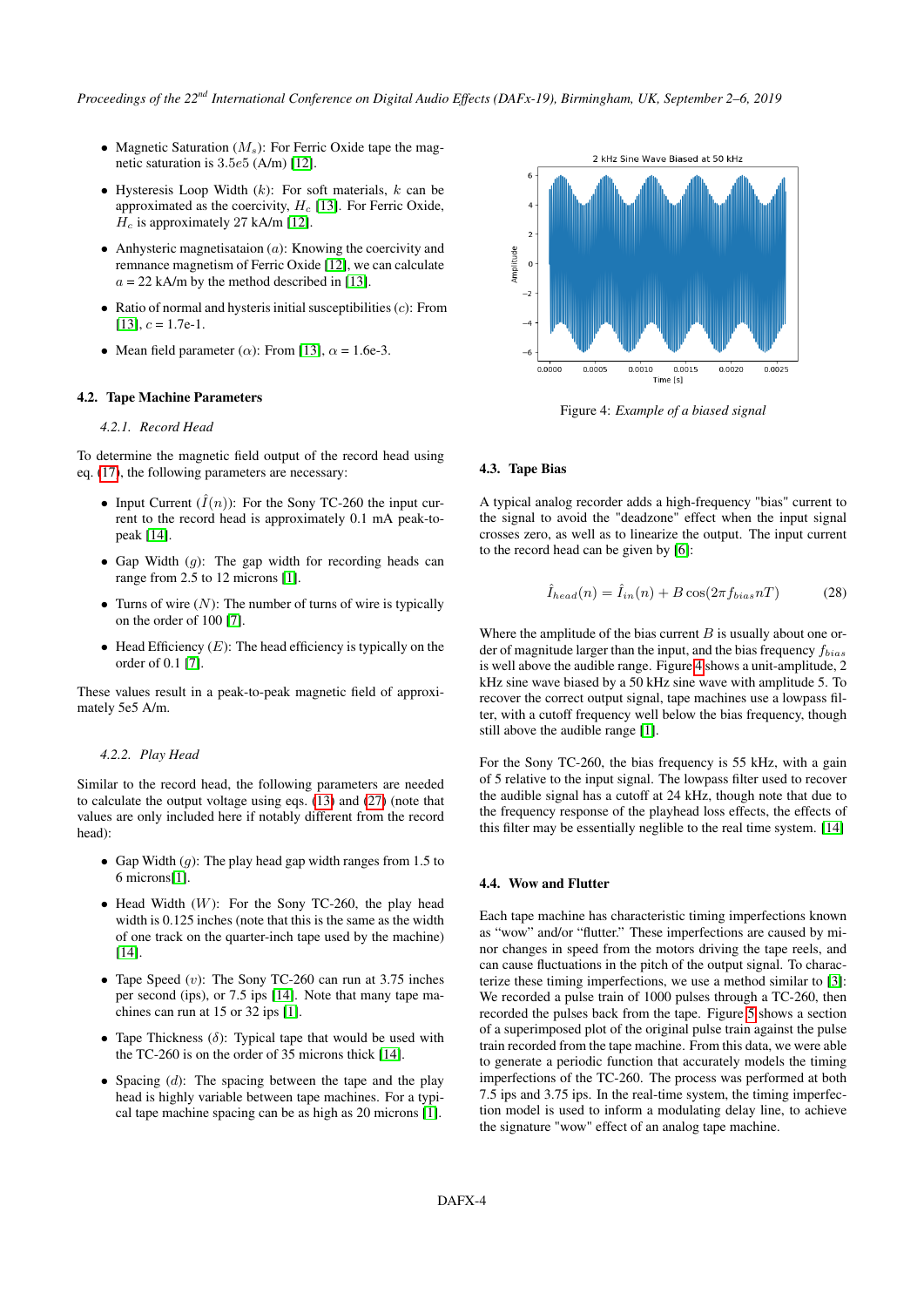- Magnetic Saturation ($M_s$): For Ferric Oxide tape the magnetic saturation is $3.5e5$ (A/m) [12].

- Hysteresis Loop Width ($k$): For soft materials, $k$ can be approximated as the coercivity, $H_c$ [13]. For Ferric Oxide, $H_c$ is approximately 27 kA/m [12].

- Anhysteric magnetisataion ($a$): Knowing the coercivity and remnance magnetism of Ferric Oxide [12], we can calculate $a$ = 22 kA/m by the method described in [13].

- Ratio of normal and hysteris initial susceptibilities ($c$): From [13], $c$ = 1.7e-1.

- Mean field parameter ($\alpha$): From [13], $\alpha$ = 1.6e-3.

### 4.2. Tape Machine Parameters

#### 4.2.1. Record Head

To determine the magnetic field output of the record head using eq. (17), the following parameters are necessary:

- Input Current ($\hat{I}(n)$): For the Sony TC-260 the input current to the record head is approximately 0.1 mA peak-to-peak [14].

- Gap Width ($g$): The gap width for recording heads can range from 2.5 to 12 microns [1].

- Turns of wire ($N$): The number of turns of wire is typically on the order of 100 [7].

- Head Efficiency ($E$): The head efficiency is typically on the order of 0.1 [7].

These values result in a peak-to-peak magnetic field of approximately 5e5 A/m.

#### 4.2.2. Play Head

Similar to the record head, the following parameters are needed to calculate the output voltage using eqs. (13) and (27) (note that values are only included here if notably different from the record head):

- Gap Width ($g$): The play head gap width ranges from 1.5 to 6 microns[1].

- Head Width ($W$): For the Sony TC-260, the play head width is 0.125 inches (note that this is the same as the width of one track on the quarter-inch tape used by the machine) [14].

- Tape Speed ($v$): The Sony TC-260 can run at 3.75 inches per second (ips), or 7.5 ips [14]. Note that many tape machines can run at 15 or 32 ips [1].

- Tape Thickness ($\delta$): Typical tape that would be used with the TC-260 is on the order of 35 microns thick [14].

- Spacing ($d$): The spacing between the tape and the play head is highly variable between tape machines. For a typical tape machine spacing can be as high as 20 microns [1].

Figure 4: *Example of a biased signal*

### 4.3. Tape Bias

A typical analog recorder adds a high-frequency "bias" current to the signal to avoid the "deadzone" effect when the input signal crosses zero, as well as to linearize the output. The input current to the record head can be given by [6]:

$$\hat{I}_{head}(n) = \hat{I}_{in}(n) + B\cos(2\pi f_{bias} nT) \tag{28}$$

Where the amplitude of the bias current $B$ is usually about one order of magnitude larger than the input, and the bias frequency $f_{bias}$ is well above the audible range. Figure 4 shows a unit-amplitude, 2 kHz sine wave biased by a 50 kHz sine wave with amplitude 5. To recover the correct output signal, tape machines use a lowpass filter, with a cutoff frequency well below the bias frequency, though still above the audible range [1].

For the Sony TC-260, the bias frequency is 55 kHz, with a gain of 5 relative to the input signal. The lowpass filter used to recover the audible signal has a cutoff at 24 kHz, though note that due to the frequency response of the playhead loss effects, the effects of this filter may be essentially neglible to the real time system. [14]

### 4.4. Wow and Flutter

Each tape machine has characteristic timing imperfections known as "wow" and/or "flutter." These imperfections are caused by minor changes in speed from the motors driving the tape reels, and can cause fluctuations in the pitch of the output signal. To characterize these timing imperfections, we use a method similar to [3]: We recorded a pulse train of 1000 pulses through a TC-260, then recorded the pulses back from the tape. Figure 5 shows a section of a superimposed plot of the original pulse train against the pulse train recorded from the tape machine. From this data, we were able to generate a periodic function that accurately models the timing imperfections of the TC-260. The process was performed at both 7.5 ips and 3.75 ips. In the real-time system, the timing imperfection model is used to inform a modulating delay line, to achieve the signature "wow" effect of an analog tape machine.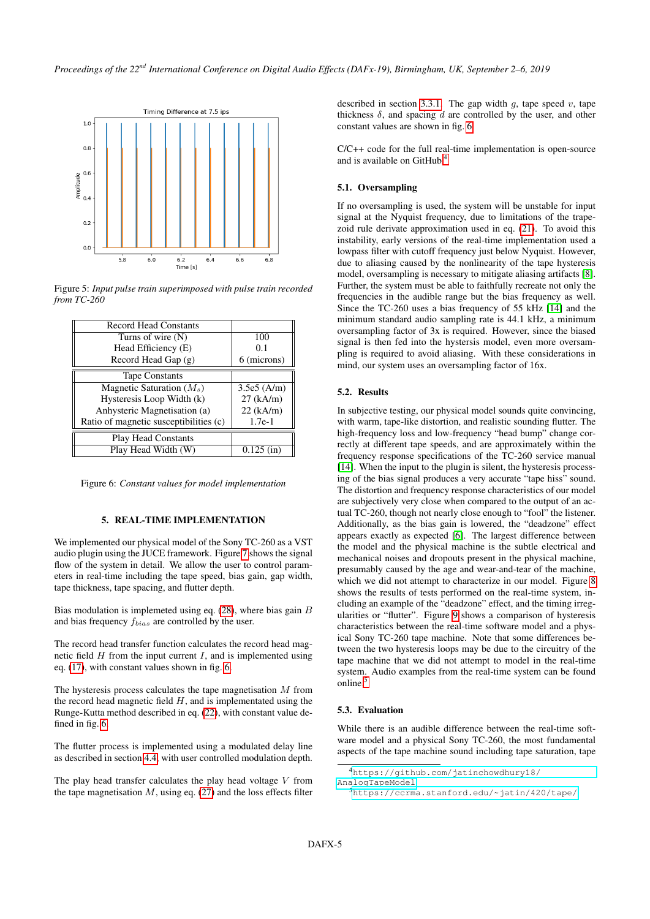Figure 5: *Input pulse train superimposed with pulse train recorded from TC-260*

| Record Head Constants | |
|---|---|
| Turns of wire (N) | 100 |
| Head Efficiency (E) | 0.1 |
| Record Head Gap (g) | 6 (microns) |
| **Tape Constants** | |
| Magnetic Saturation ($M_s$) | 3.5e5 (A/m) |
| Hysteresis Loop Width (k) | 27 (kA/m) |
| Anhysteric Magnetisation (a) | 22 (kA/m) |
| Ratio of magnetic susceptibilities (c) | 1.7e-1 |
| **Play Head Constants** | |
| Play Head Width (W) | 0.125 (in) |

Figure 6: *Constant values for model implementation*

## 5. REAL-TIME IMPLEMENTATION

We implemented our physical model of the Sony TC-260 as a VST audio plugin using the JUCE framework. Figure 7 shows the signal flow of the system in detail. We allow the user to control parameters in real-time including the tape speed, bias gain, gap width, tape thickness, tape spacing, and flutter depth.

Bias modulation is implemeted using eq. (28), where bias gain $B$ and bias frequency $f_{bias}$ are controlled by the user.

The record head transfer function calculates the record head magnetic field $H$ from the input current $I$, and is implemented using eq. (17), with constant values shown in fig. 6.

The hysteresis process calculates the tape magnetisation $M$ from the record head magnetic field $H$, and is implementated using the Runge-Kutta method described in eq. (22), with constant value defined in fig. 6.

The flutter process is implemented using a modulated delay line as described in section 4.4, with user controlled modulation depth.

The play head transfer calculates the play head voltage $V$ from the tape magnetisation $M$, using eq. (27) and the loss effects filter described in section 3.3.1. The gap width $g$, tape speed $v$, tape thickness $\delta$, and spacing $d$ are controlled by the user, and other constant values are shown in fig. 6.

C/C++ code for the full real-time implementation is open-source and is available on GitHub.[4]

### 5.1. Oversampling

If no oversampling is used, the system will be unstable for input signal at the Nyquist frequency, due to limitations of the trapezoid rule derivate approximation used in eq. (21). To avoid this instability, early versions of the real-time implementation used a lowpass filter with cutoff frequency just below Nyquist. However, due to aliasing caused by the nonlinearity of the tape hysteresis model, oversampling is necessary to mitigate aliasing artifacts [8]. Further, the system must be able to faithfully recreate not only the frequencies in the audible range but the bias frequency as well. Since the TC-260 uses a bias frequency of 55 kHz [14] and the minimum standard audio sampling rate is 44.1 kHz, a minimum oversampling factor of 3x is required. However, since the biased signal is then fed into the hystersis model, even more oversampling is required to avoid aliasing. With these considerations in mind, our system uses an oversampling factor of 16x.

### 5.2. Results

In subjective testing, our physical model sounds quite convincing, with warm, tape-like distortion, and realistic sounding flutter. The high-frequency loss and low-frequency "head bump" change correctly at different tape speeds, and are approximately within the frequency response specifications of the TC-260 service manual [14]. When the input to the plugin is silent, the hysteresis processing of the bias signal produces a very accurate "tape hiss" sound. The distortion and frequency response characteristics of our model are subjectively very close when compared to the output of an actual TC-260, though not nearly close enough to "fool" the listener. Additionally, as the bias gain is lowered, the "deadzone" effect appears exactly as expected [6]. The largest difference between the model and the physical machine is the subtle electrical and mechanical noises and dropouts present in the physical machine, presumably caused by the age and wear-and-tear of the machine, which we did not attempt to characterize in our model. Figure 8 shows the results of tests performed on the real-time system, including an example of the "deadzone" effect, and the timing irregularities or "flutter". Figure 9 shows a comparison of hysteresis characteristics between the real-time software model and a physical Sony TC-260 tape machine. Note that some differences between the two hysteresis loops may be due to the circuitry of the tape machine that we did not attempt to model in the real-time system. Audio examples from the real-time system can be found online.[5]

### 5.3. Evaluation

While there is an audible difference between the real-time software model and a physical Sony TC-260, the most fundamental aspects of the tape machine sound including tape saturation, tape

[4] https://github.com/jatinchowdhury18/AnalogTapeModel

[5] https://ccrma.stanford.edu/~jatin/420/tape/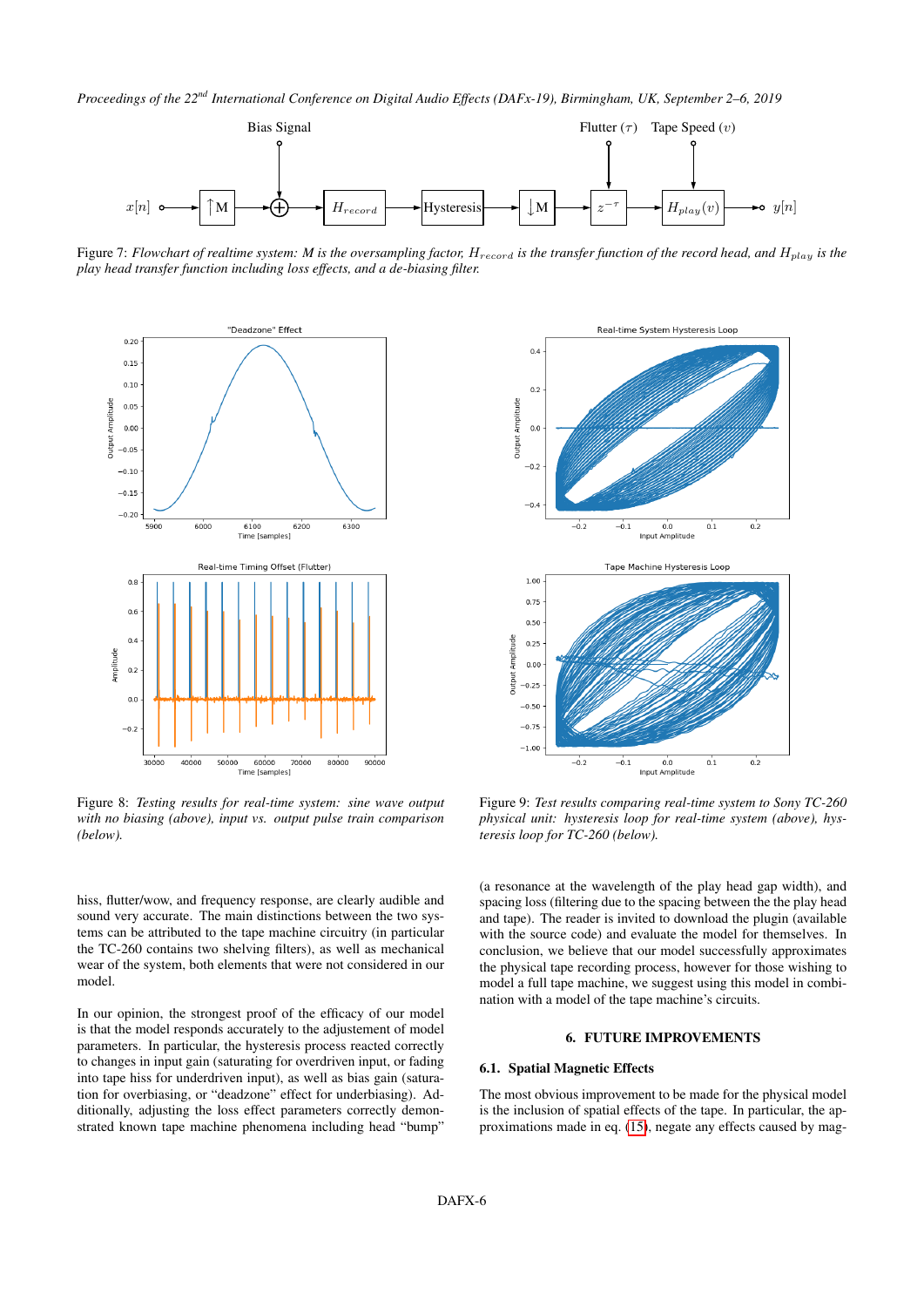Figure 7: *Flowchart of realtime system: M is the oversampling factor, $H_{record}$ is the transfer function of the record head, and $H_{play}$ is the play head transfer function including loss effects, and a de-biasing filter.*

Figure 8: *Testing results for real-time system: sine wave output with no biasing (above), input vs. output pulse train comparison (below).*

Figure 9: *Test results comparing real-time system to Sony TC-260 physical unit: hysteresis loop for real-time system (above), hysteresis loop for TC-260 (below).*

hiss, flutter/wow, and frequency response, are clearly audible and sound very accurate. The main distinctions between the two systems can be attributed to the tape machine circuitry (in particular the TC-260 contains two shelving filters), as well as mechanical wear of the system, both elements that were not considered in our model.

In our opinion, the strongest proof of the efficacy of our model is that the model responds accurately to the adjustement of model parameters. In particular, the hysteresis process reacted correctly to changes in input gain (saturating for overdriven input, or fading into tape hiss for underdriven input), as well as bias gain (saturation for overbiasing, or "deadzone" effect for underbiasing). Additionally, adjusting the loss effect parameters correctly demonstrated known tape machine phenomena including head "bump" (a resonance at the wavelength of the play head gap width), and spacing loss (filtering due to the spacing between the the play head and tape). The reader is invited to download the plugin (available with the source code) and evaluate the model for themselves. In conclusion, we believe that our model successfully approximates the physical tape recording process, however for those wishing to model a full tape machine, we suggest using this model in combination with a model of the tape machine's circuits.

## 6. FUTURE IMPROVEMENTS

### 6.1. Spatial Magnetic Effects

The most obvious improvement to be made for the physical model is the inclusion of spatial effects of the tape. In particular, the approximations made in eq. (15), negate any effects caused by mag-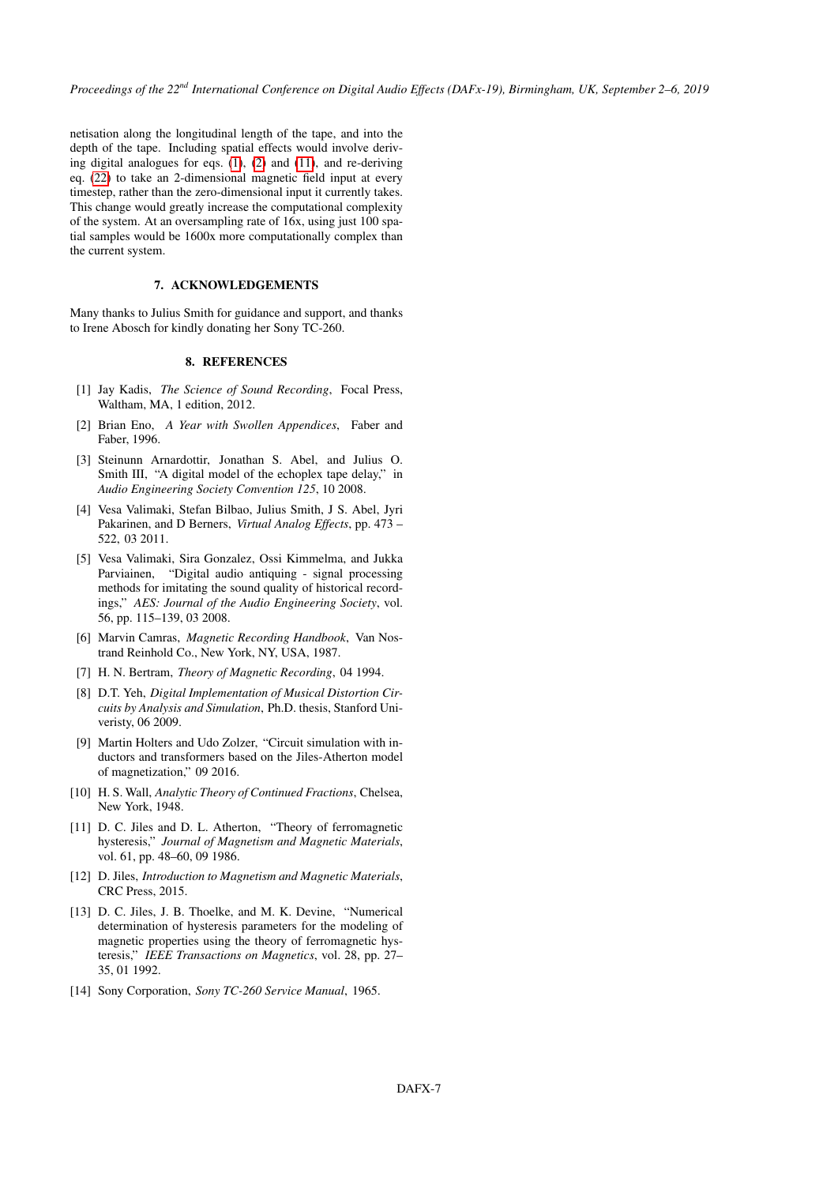netisation along the longitudinal length of the tape, and into the depth of the tape. Including spatial effects would involve deriving digital analogues for eqs. (1), (2) and (11), and re-deriving eq. (22) to take an 2-dimensional magnetic field input at every timestep, rather than the zero-dimensional input it currently takes. This change would greatly increase the computational complexity of the system. At an oversampling rate of 16x, using just 100 spatial samples would be 1600x more computationally complex than the current system.

## 7. ACKNOWLEDGEMENTS

Many thanks to Julius Smith for guidance and support, and thanks to Irene Abosch for kindly donating her Sony TC-260.

## 8. REFERENCES

[1] Jay Kadis, *The Science of Sound Recording*, Focal Press, Waltham, MA, 1 edition, 2012.

[2] Brian Eno, *A Year with Swollen Appendices*, Faber and Faber, 1996.

[3] Steinunn Arnardottir, Jonathan S. Abel, and Julius O. Smith III, "A digital model of the echoplex tape delay," in *Audio Engineering Society Convention 125*, 10 2008.

[4] Vesa Valimaki, Stefan Bilbao, Julius Smith, J S. Abel, Jyri Pakarinen, and D Berners, *Virtual Analog Effects*, pp. 473 – 522, 03 2011.

[5] Vesa Valimaki, Sira Gonzalez, Ossi Kimmelma, and Jukka Parviainen, "Digital audio antiquing - signal processing methods for imitating the sound quality of historical recordings," *AES: Journal of the Audio Engineering Society*, vol. 56, pp. 115–139, 03 2008.

[6] Marvin Camras, *Magnetic Recording Handbook*, Van Nostrand Reinhold Co., New York, NY, USA, 1987.

[7] H. N. Bertram, *Theory of Magnetic Recording*, 04 1994.

[8] D.T. Yeh, *Digital Implementation of Musical Distortion Circuits by Analysis and Simulation*, Ph.D. thesis, Stanford Univeristy, 06 2009.

[9] Martin Holters and Udo Zolzer, "Circuit simulation with inductors and transformers based on the Jiles-Atherton model of magnetization," 09 2016.

[10] H. S. Wall, *Analytic Theory of Continued Fractions*, Chelsea, New York, 1948.

[11] D. C. Jiles and D. L. Atherton, "Theory of ferromagnetic hysteresis," *Journal of Magnetism and Magnetic Materials*, vol. 61, pp. 48–60, 09 1986.

[12] D. Jiles, *Introduction to Magnetism and Magnetic Materials*, CRC Press, 2015.

[13] D. C. Jiles, J. B. Thoelke, and M. K. Devine, "Numerical determination of hysteresis parameters for the modeling of magnetic properties using the theory of ferromagnetic hysteresis," *IEEE Transactions on Magnetics*, vol. 28, pp. 27–35, 01 1992.

[14] Sony Corporation, *Sony TC-260 Service Manual*, 1965.